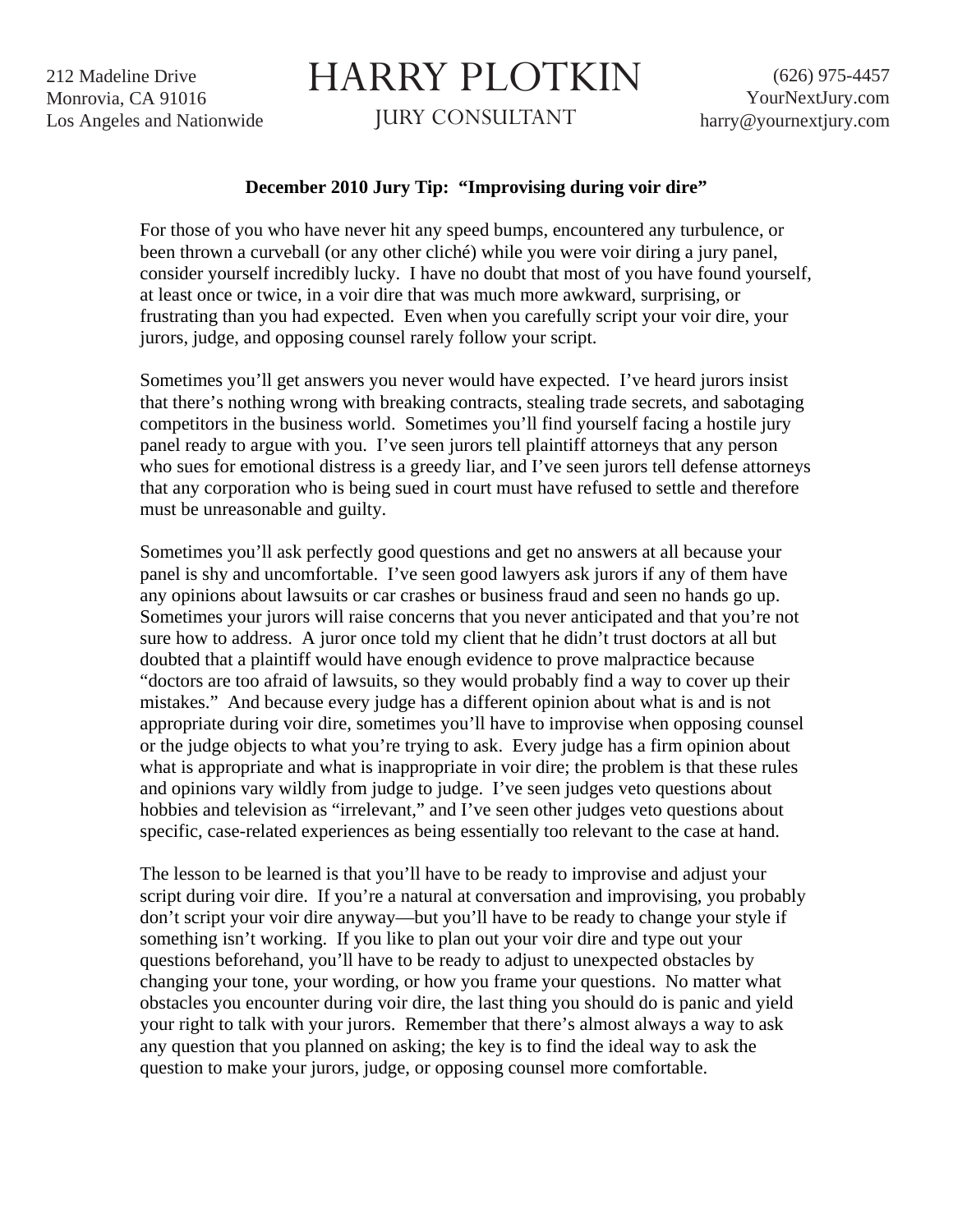212 Madeline Drive
Monrovia, CA 91016
Los Angeles and Nationwide

# HARRY PLOTKIN

JURY CONSULTANT

(626) 975-4457
YourNextJury.com
harry@yournextjury.com

**December 2010 Jury Tip: "Improvising during voir dire"**

For those of you who have never hit any speed bumps, encountered any turbulence, or been thrown a curveball (or any other cliché) while you were voir diring a jury panel, consider yourself incredibly lucky. I have no doubt that most of you have found yourself, at least once or twice, in a voir dire that was much more awkward, surprising, or frustrating than you had expected. Even when you carefully script your voir dire, your jurors, judge, and opposing counsel rarely follow your script.

Sometimes you'll get answers you never would have expected. I've heard jurors insist that there's nothing wrong with breaking contracts, stealing trade secrets, and sabotaging competitors in the business world. Sometimes you'll find yourself facing a hostile jury panel ready to argue with you. I've seen jurors tell plaintiff attorneys that any person who sues for emotional distress is a greedy liar, and I've seen jurors tell defense attorneys that any corporation who is being sued in court must have refused to settle and therefore must be unreasonable and guilty.

Sometimes you'll ask perfectly good questions and get no answers at all because your panel is shy and uncomfortable. I've seen good lawyers ask jurors if any of them have any opinions about lawsuits or car crashes or business fraud and seen no hands go up. Sometimes your jurors will raise concerns that you never anticipated and that you're not sure how to address. A juror once told my client that he didn't trust doctors at all but doubted that a plaintiff would have enough evidence to prove malpractice because "doctors are too afraid of lawsuits, so they would probably find a way to cover up their mistakes." And because every judge has a different opinion about what is and is not appropriate during voir dire, sometimes you'll have to improvise when opposing counsel or the judge objects to what you're trying to ask. Every judge has a firm opinion about what is appropriate and what is inappropriate in voir dire; the problem is that these rules and opinions vary wildly from judge to judge. I've seen judges veto questions about hobbies and television as "irrelevant," and I've seen other judges veto questions about specific, case-related experiences as being essentially too relevant to the case at hand.

The lesson to be learned is that you'll have to be ready to improvise and adjust your script during voir dire. If you're a natural at conversation and improvising, you probably don't script your voir dire anyway—but you'll have to be ready to change your style if something isn't working. If you like to plan out your voir dire and type out your questions beforehand, you'll have to be ready to adjust to unexpected obstacles by changing your tone, your wording, or how you frame your questions. No matter what obstacles you encounter during voir dire, the last thing you should do is panic and yield your right to talk with your jurors. Remember that there's almost always a way to ask any question that you planned on asking; the key is to find the ideal way to ask the question to make your jurors, judge, or opposing counsel more comfortable.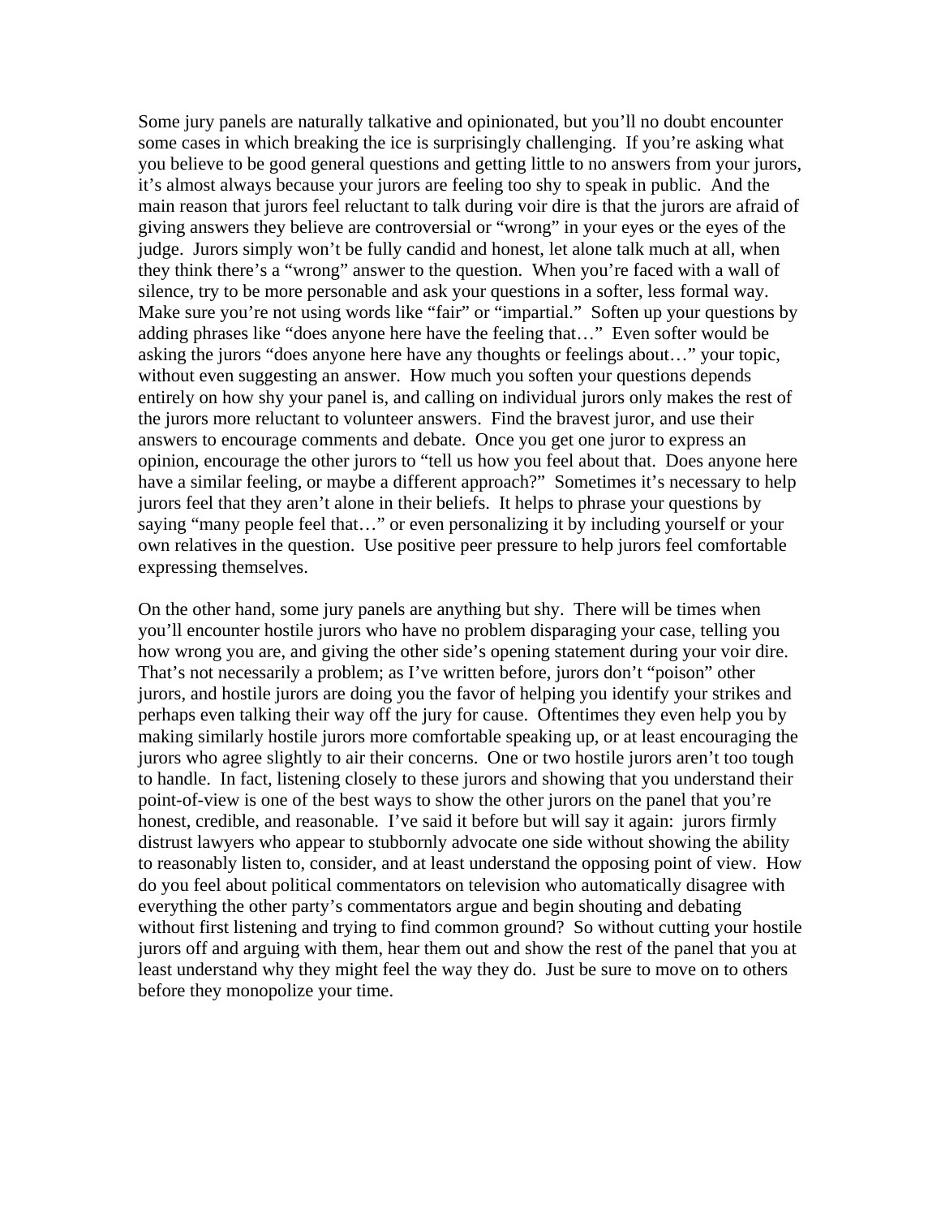Some jury panels are naturally talkative and opinionated, but you'll no doubt encounter some cases in which breaking the ice is surprisingly challenging. If you're asking what you believe to be good general questions and getting little to no answers from your jurors, it's almost always because your jurors are feeling too shy to speak in public. And the main reason that jurors feel reluctant to talk during voir dire is that the jurors are afraid of giving answers they believe are controversial or "wrong" in your eyes or the eyes of the judge. Jurors simply won't be fully candid and honest, let alone talk much at all, when they think there's a "wrong" answer to the question. When you're faced with a wall of silence, try to be more personable and ask your questions in a softer, less formal way. Make sure you're not using words like "fair" or "impartial." Soften up your questions by adding phrases like "does anyone here have the feeling that…" Even softer would be asking the jurors "does anyone here have any thoughts or feelings about…" your topic, without even suggesting an answer. How much you soften your questions depends entirely on how shy your panel is, and calling on individual jurors only makes the rest of the jurors more reluctant to volunteer answers. Find the bravest juror, and use their answers to encourage comments and debate. Once you get one juror to express an opinion, encourage the other jurors to "tell us how you feel about that. Does anyone here have a similar feeling, or maybe a different approach?" Sometimes it's necessary to help jurors feel that they aren't alone in their beliefs. It helps to phrase your questions by saying "many people feel that…" or even personalizing it by including yourself or your own relatives in the question. Use positive peer pressure to help jurors feel comfortable expressing themselves.

On the other hand, some jury panels are anything but shy. There will be times when you'll encounter hostile jurors who have no problem disparaging your case, telling you how wrong you are, and giving the other side's opening statement during your voir dire. That's not necessarily a problem; as I've written before, jurors don't "poison" other jurors, and hostile jurors are doing you the favor of helping you identify your strikes and perhaps even talking their way off the jury for cause. Oftentimes they even help you by making similarly hostile jurors more comfortable speaking up, or at least encouraging the jurors who agree slightly to air their concerns. One or two hostile jurors aren't too tough to handle. In fact, listening closely to these jurors and showing that you understand their point-of-view is one of the best ways to show the other jurors on the panel that you're honest, credible, and reasonable. I've said it before but will say it again: jurors firmly distrust lawyers who appear to stubbornly advocate one side without showing the ability to reasonably listen to, consider, and at least understand the opposing point of view. How do you feel about political commentators on television who automatically disagree with everything the other party's commentators argue and begin shouting and debating without first listening and trying to find common ground? So without cutting your hostile jurors off and arguing with them, hear them out and show the rest of the panel that you at least understand why they might feel the way they do. Just be sure to move on to others before they monopolize your time.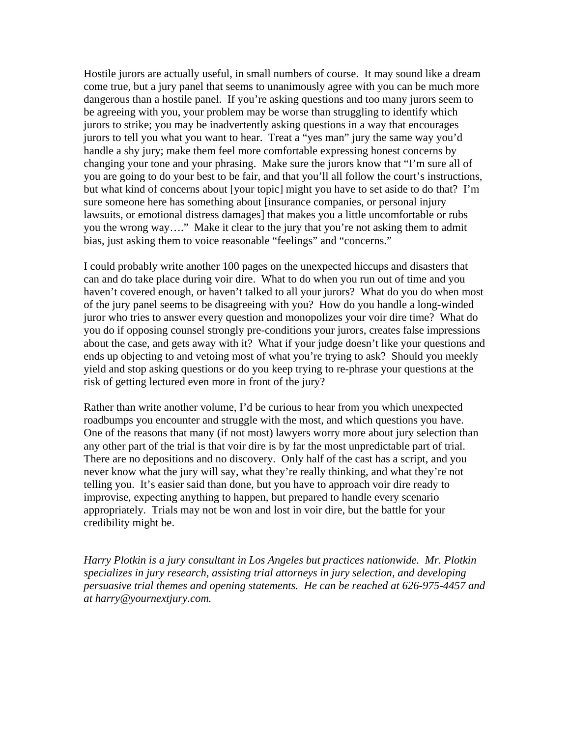Hostile jurors are actually useful, in small numbers of course. It may sound like a dream come true, but a jury panel that seems to unanimously agree with you can be much more dangerous than a hostile panel. If you're asking questions and too many jurors seem to be agreeing with you, your problem may be worse than struggling to identify which jurors to strike; you may be inadvertently asking questions in a way that encourages jurors to tell you what you want to hear. Treat a "yes man" jury the same way you'd handle a shy jury; make them feel more comfortable expressing honest concerns by changing your tone and your phrasing. Make sure the jurors know that "I'm sure all of you are going to do your best to be fair, and that you'll all follow the court's instructions, but what kind of concerns about [your topic] might you have to set aside to do that? I'm sure someone here has something about [insurance companies, or personal injury lawsuits, or emotional distress damages] that makes you a little uncomfortable or rubs you the wrong way…." Make it clear to the jury that you're not asking them to admit bias, just asking them to voice reasonable "feelings" and "concerns."

I could probably write another 100 pages on the unexpected hiccups and disasters that can and do take place during voir dire. What to do when you run out of time and you haven't covered enough, or haven't talked to all your jurors? What do you do when most of the jury panel seems to be disagreeing with you? How do you handle a long-winded juror who tries to answer every question and monopolizes your voir dire time? What do you do if opposing counsel strongly pre-conditions your jurors, creates false impressions about the case, and gets away with it? What if your judge doesn't like your questions and ends up objecting to and vetoing most of what you're trying to ask? Should you meekly yield and stop asking questions or do you keep trying to re-phrase your questions at the risk of getting lectured even more in front of the jury?

Rather than write another volume, I'd be curious to hear from you which unexpected roadbumps you encounter and struggle with the most, and which questions you have. One of the reasons that many (if not most) lawyers worry more about jury selection than any other part of the trial is that voir dire is by far the most unpredictable part of trial. There are no depositions and no discovery. Only half of the cast has a script, and you never know what the jury will say, what they're really thinking, and what they're not telling you. It's easier said than done, but you have to approach voir dire ready to improvise, expecting anything to happen, but prepared to handle every scenario appropriately. Trials may not be won and lost in voir dire, but the battle for your credibility might be.

*Harry Plotkin is a jury consultant in Los Angeles but practices nationwide. Mr. Plotkin specializes in jury research, assisting trial attorneys in jury selection, and developing persuasive trial themes and opening statements. He can be reached at 626-975-4457 and at harry@yournextjury.com.*